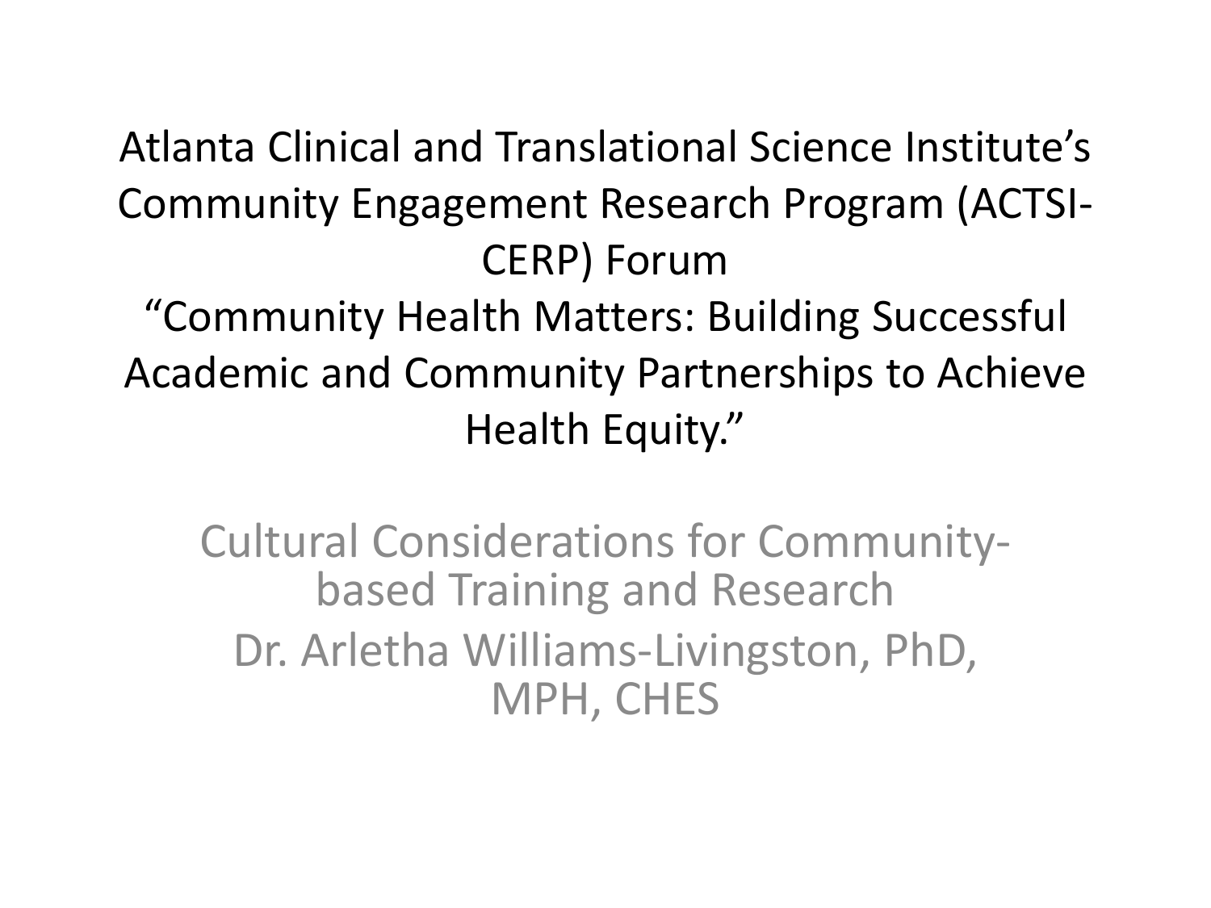# Atlanta Clinical and Translational Science Institute's Community Engagement Research Program (ACTSI-CERP) Forum

# "Community Health Matters: Building Successful Academic and Community Partnerships to Achieve Health Equity."

## Cultural Considerations for Community-based Training and Research

## Dr. Arletha Williams-Livingston, PhD, MPH, CHES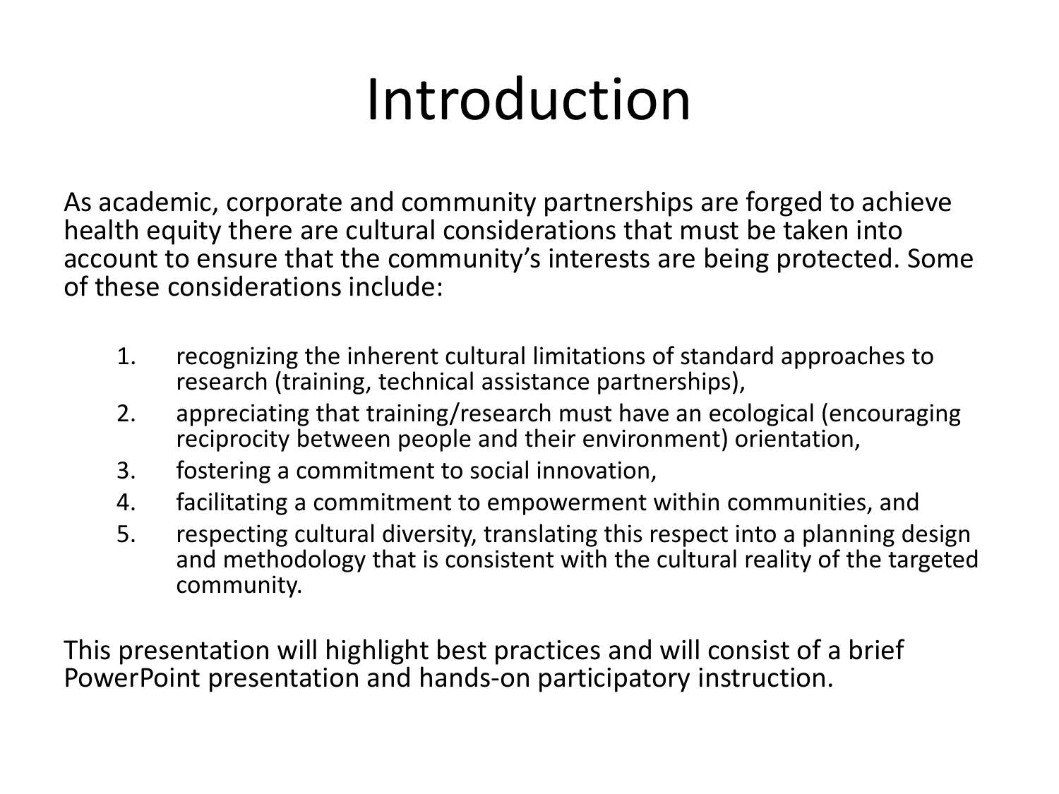# Introduction

As academic, corporate and community partnerships are forged to achieve health equity there are cultural considerations that must be taken into account to ensure that the community's interests are being protected. Some of these considerations include:

1. recognizing the inherent cultural limitations of standard approaches to research (training, technical assistance partnerships),
2. appreciating that training/research must have an ecological (encouraging reciprocity between people and their environment) orientation,
3. fostering a commitment to social innovation,
4. facilitating a commitment to empowerment within communities, and
5. respecting cultural diversity, translating this respect into a planning design and methodology that is consistent with the cultural reality of the targeted community.

This presentation will highlight best practices and will consist of a brief PowerPoint presentation and hands-on participatory instruction.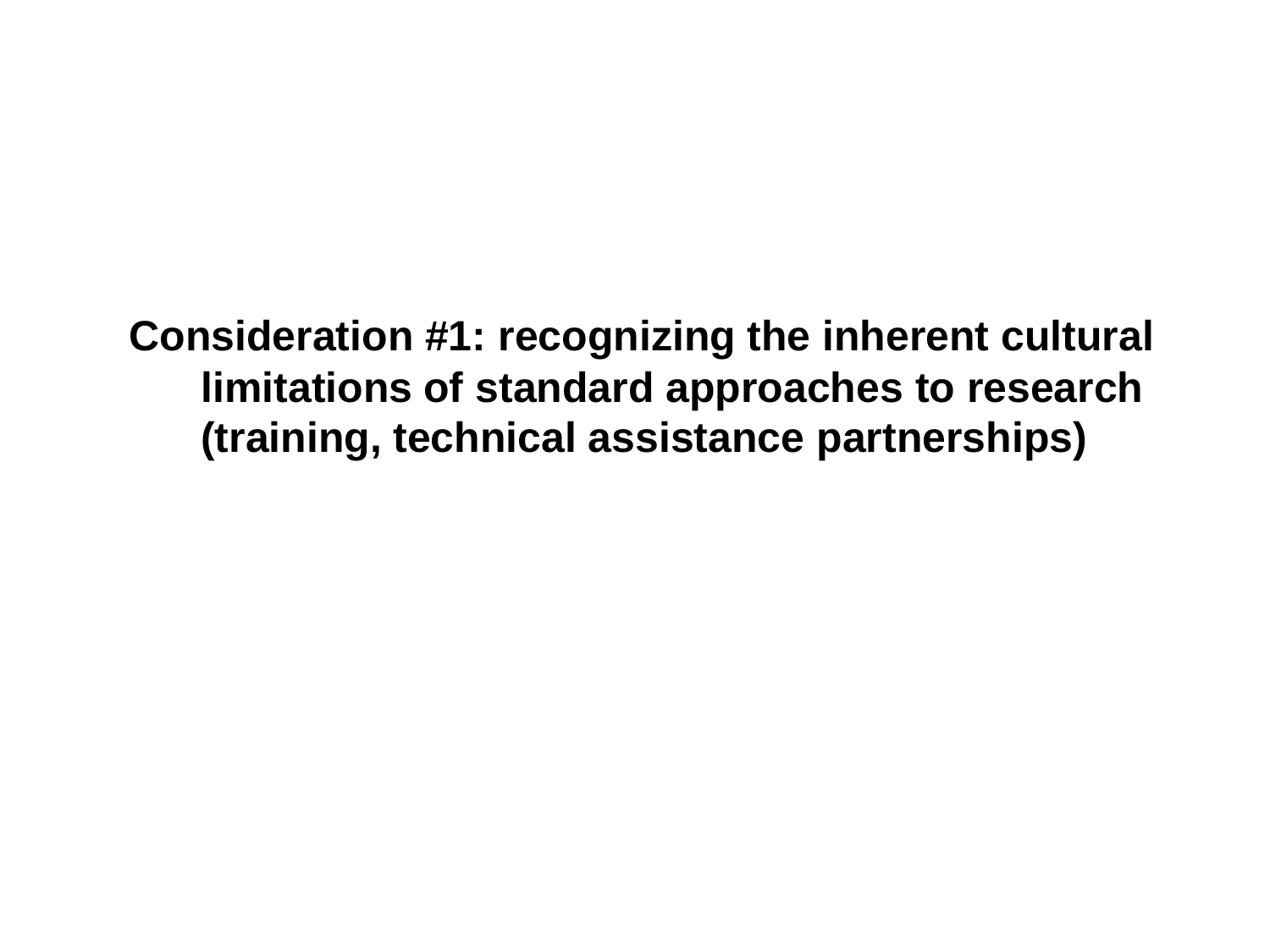**Consideration #1: recognizing the inherent cultural limitations of standard approaches to research (training, technical assistance partnerships)**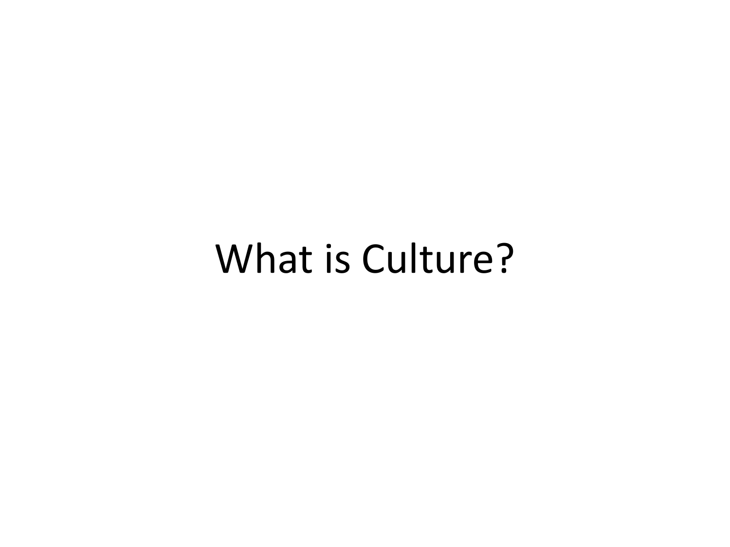# What is Culture?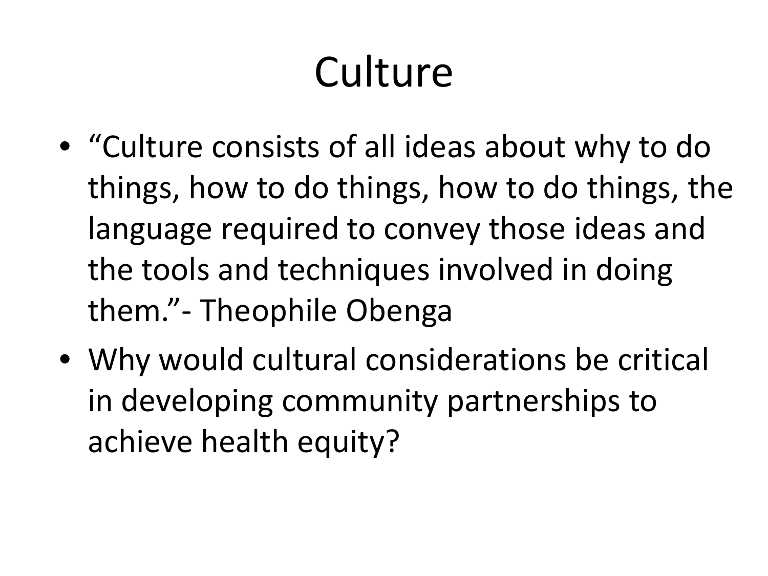# Culture

- "Culture consists of all ideas about why to do things, how to do things, how to do things, the language required to convey those ideas and the tools and techniques involved in doing them."- Theophile Obenga
- Why would cultural considerations be critical in developing community partnerships to achieve health equity?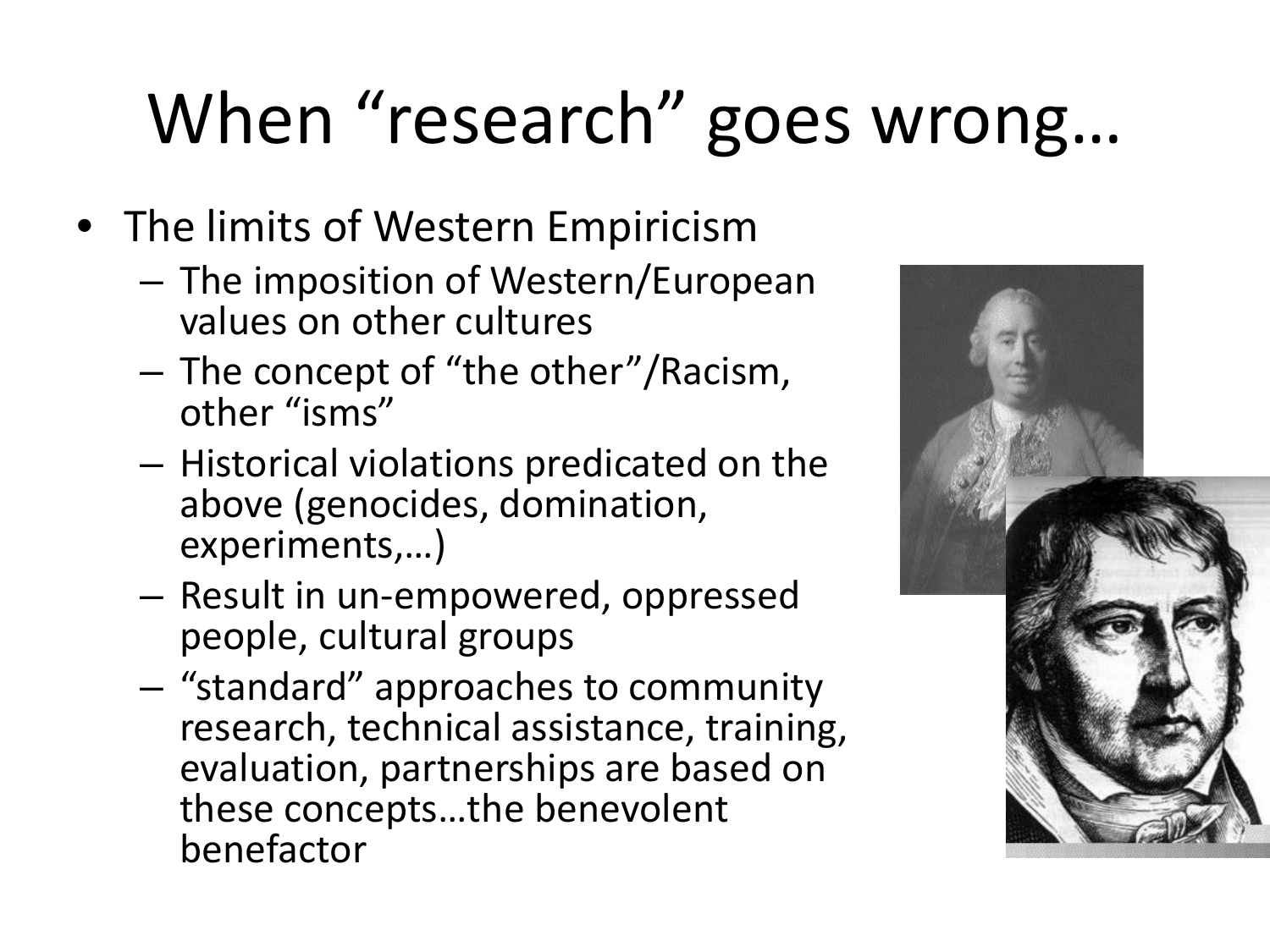# When "research" goes wrong…

- The limits of Western Empiricism
  - The imposition of Western/European values on other cultures
  - The concept of "the other"/Racism, other "isms"
  - Historical violations predicated on the above (genocides, domination, experiments,…)
  - Result in un-empowered, oppressed people, cultural groups
  - "standard" approaches to community research, technical assistance, training, evaluation, partnerships are based on these concepts…the benevolent benefactor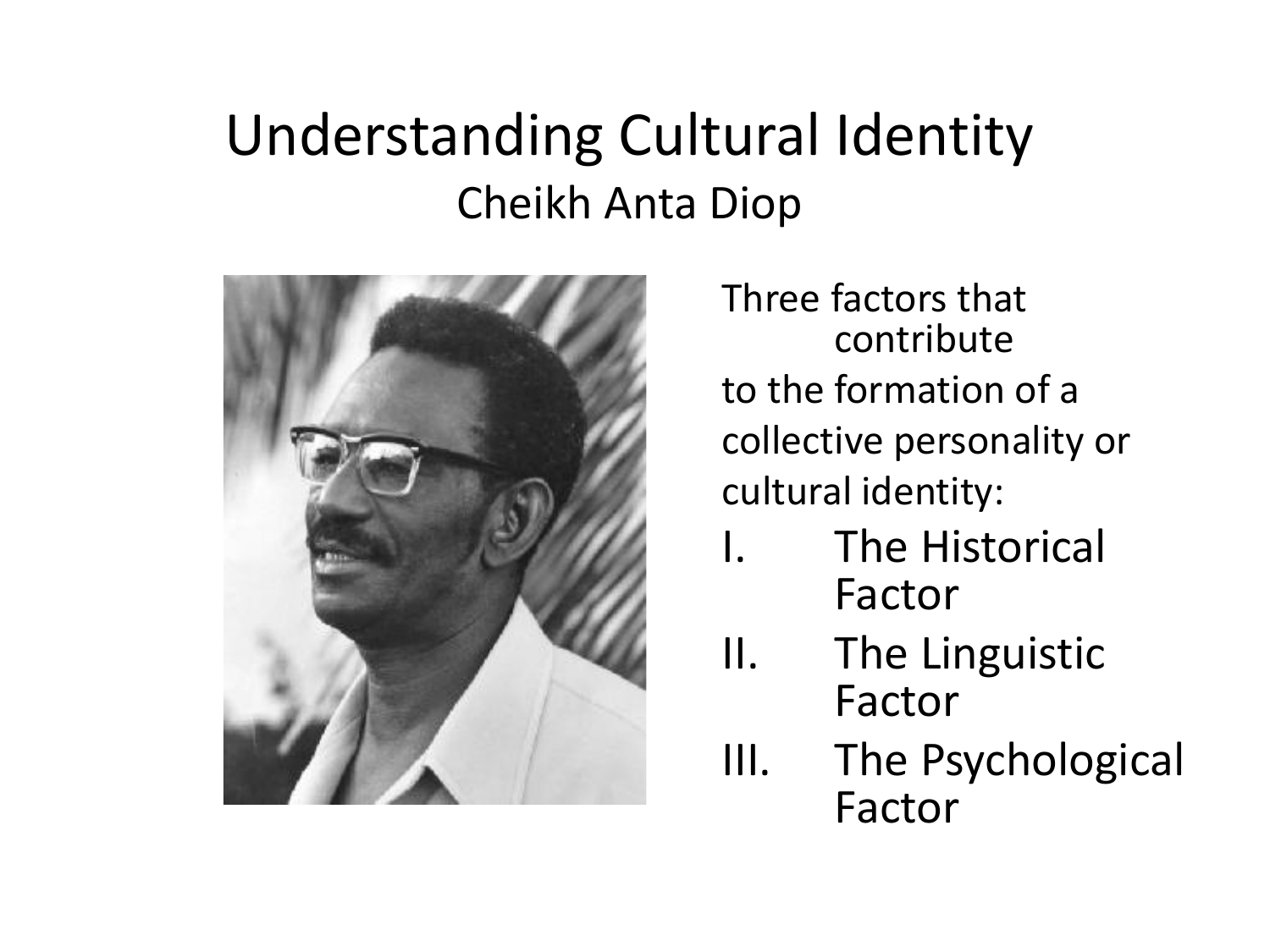# Understanding Cultural Identity

## Cheikh Anta Diop

Three factors that contribute to the formation of a collective personality or cultural identity:

I. The Historical Factor
II. The Linguistic Factor
III. The Psychological Factor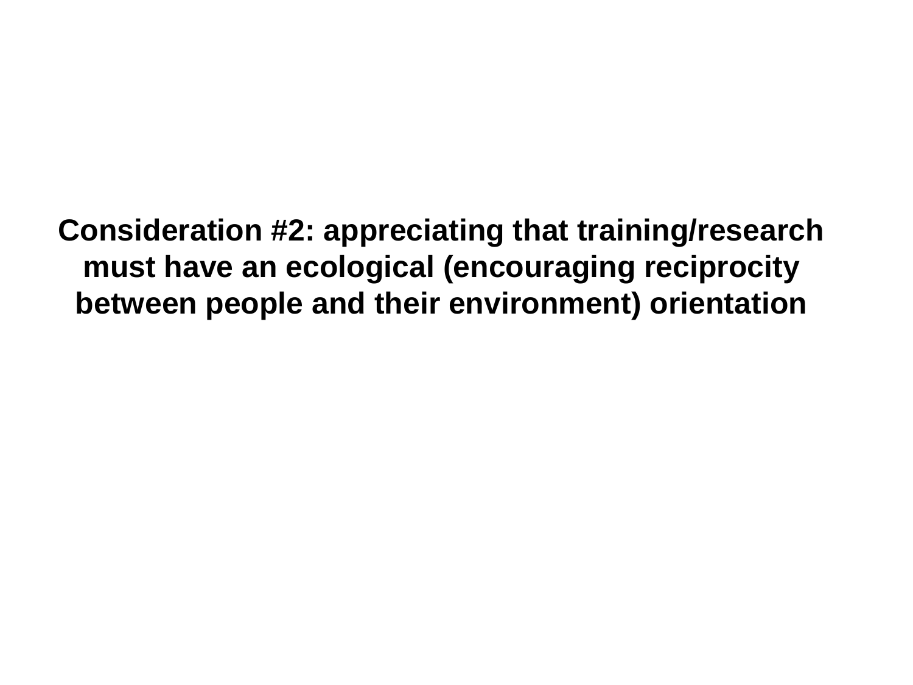**Consideration #2: appreciating that training/research must have an ecological (encouraging reciprocity between people and their environment) orientation**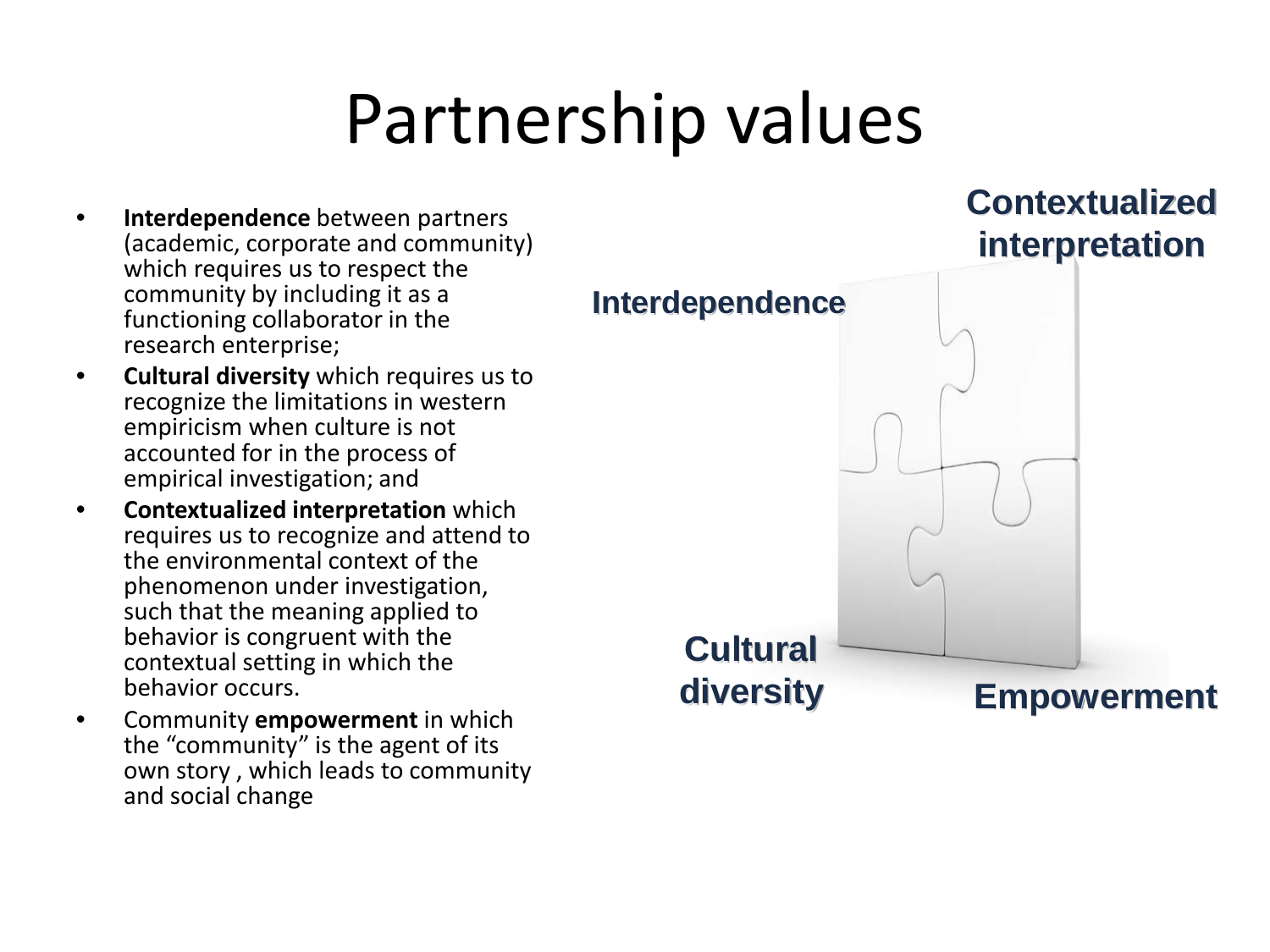# Partnership values

- **Interdependence** between partners (academic, corporate and community) which requires us to respect the community by including it as a functioning collaborator in the research enterprise;
- **Cultural diversity** which requires us to recognize the limitations in western empiricism when culture is not accounted for in the process of empirical investigation; and
- **Contextualized interpretation** which requires us to recognize and attend to the environmental context of the phenomenon under investigation, such that the meaning applied to behavior is congruent with the contextual setting in which the behavior occurs.
- Community **empowerment** in which the "community" is the agent of its own story , which leads to community and social change

Interdependence

Contextualized interpretation

Cultural diversity

Empowerment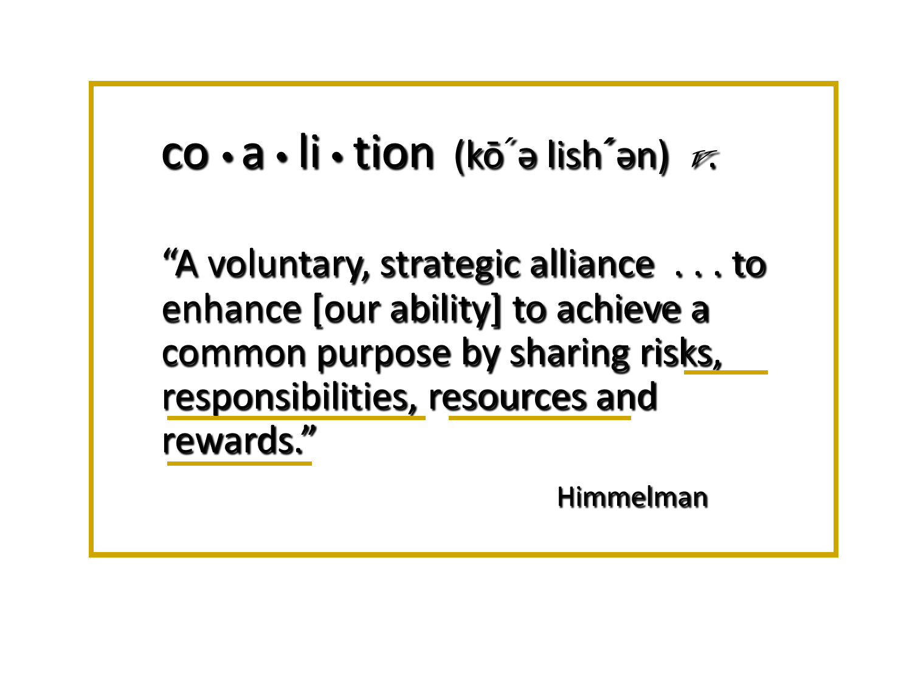# co • a • li • tion (kō´ə lish´ən) *n.*

"A voluntary, strategic alliance . . . to enhance [our ability] to achieve a common purpose by sharing risks, responsibilities, resources and rewards."

Himmelman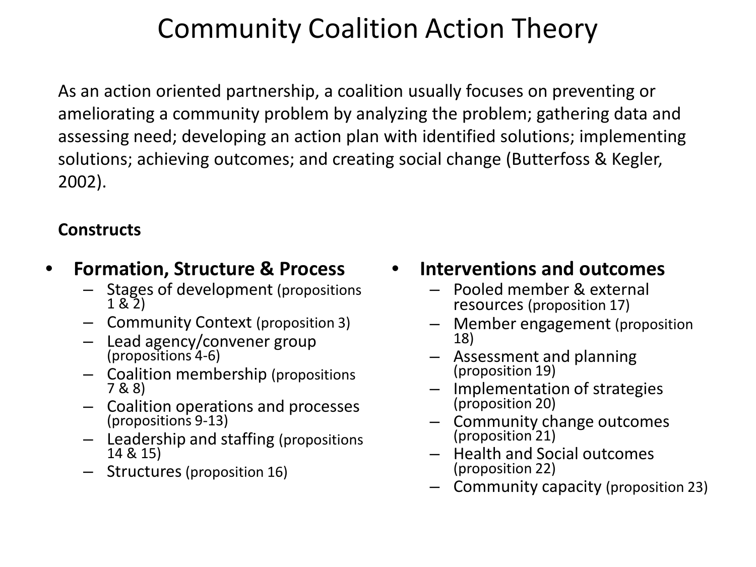# Community Coalition Action Theory

As an action oriented partnership, a coalition usually focuses on preventing or ameliorating a community problem by analyzing the problem; gathering data and assessing need; developing an action plan with identified solutions; implementing solutions; achieving outcomes; and creating social change (Butterfoss & Kegler, 2002).

**Constructs**

- **Formation, Structure & Process**
  - Stages of development (propositions 1 & 2)
  - Community Context (proposition 3)
  - Lead agency/convener group (propositions 4-6)
  - Coalition membership (propositions 7 & 8)
  - Coalition operations and processes (propositions 9-13)
  - Leadership and staffing (propositions 14 & 15)
  - Structures (proposition 16)

- **Interventions and outcomes**
  - Pooled member & external resources (proposition 17)
  - Member engagement (proposition 18)
  - Assessment and planning (proposition 19)
  - Implementation of strategies (proposition 20)
  - Community change outcomes (proposition 21)
  - Health and Social outcomes (proposition 22)
  - Community capacity (proposition 23)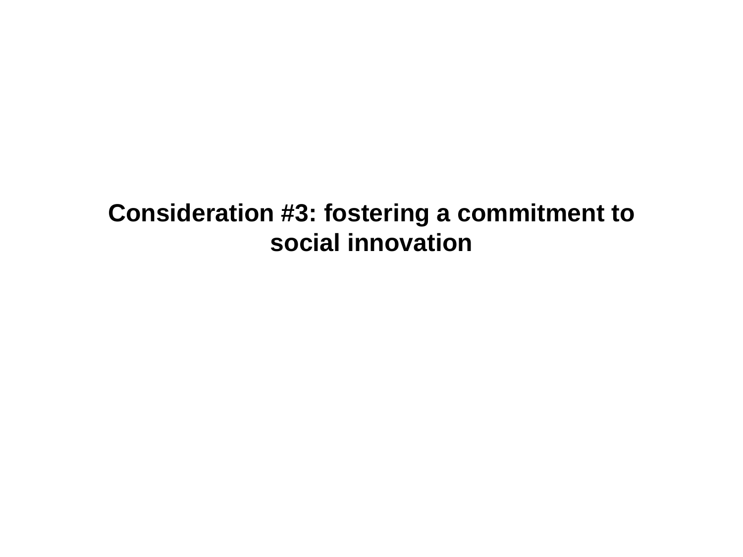# Consideration #3: fostering a commitment to social innovation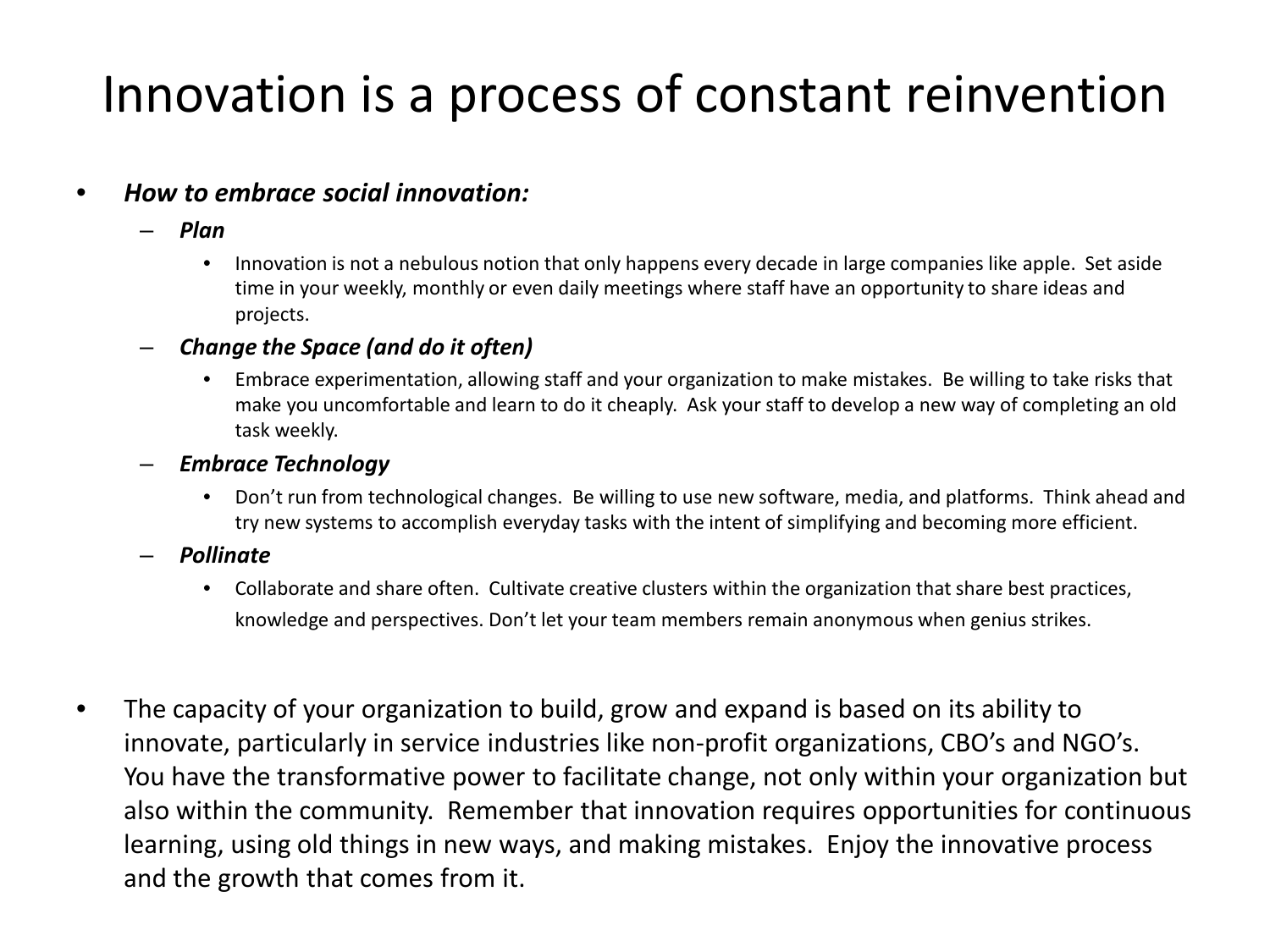# Innovation is a process of constant reinvention

- ***How to embrace social innovation:***
  - ***Plan***
    - Innovation is not a nebulous notion that only happens every decade in large companies like apple. Set aside time in your weekly, monthly or even daily meetings where staff have an opportunity to share ideas and projects.
  - ***Change the Space (and do it often)***
    - Embrace experimentation, allowing staff and your organization to make mistakes. Be willing to take risks that make you uncomfortable and learn to do it cheaply. Ask your staff to develop a new way of completing an old task weekly.
  - ***Embrace Technology***
    - Don't run from technological changes. Be willing to use new software, media, and platforms. Think ahead and try new systems to accomplish everyday tasks with the intent of simplifying and becoming more efficient.
  - ***Pollinate***
    - Collaborate and share often. Cultivate creative clusters within the organization that share best practices, knowledge and perspectives. Don't let your team members remain anonymous when genius strikes.

- The capacity of your organization to build, grow and expand is based on its ability to innovate, particularly in service industries like non-profit organizations, CBO's and NGO's. You have the transformative power to facilitate change, not only within your organization but also within the community. Remember that innovation requires opportunities for continuous learning, using old things in new ways, and making mistakes. Enjoy the innovative process and the growth that comes from it.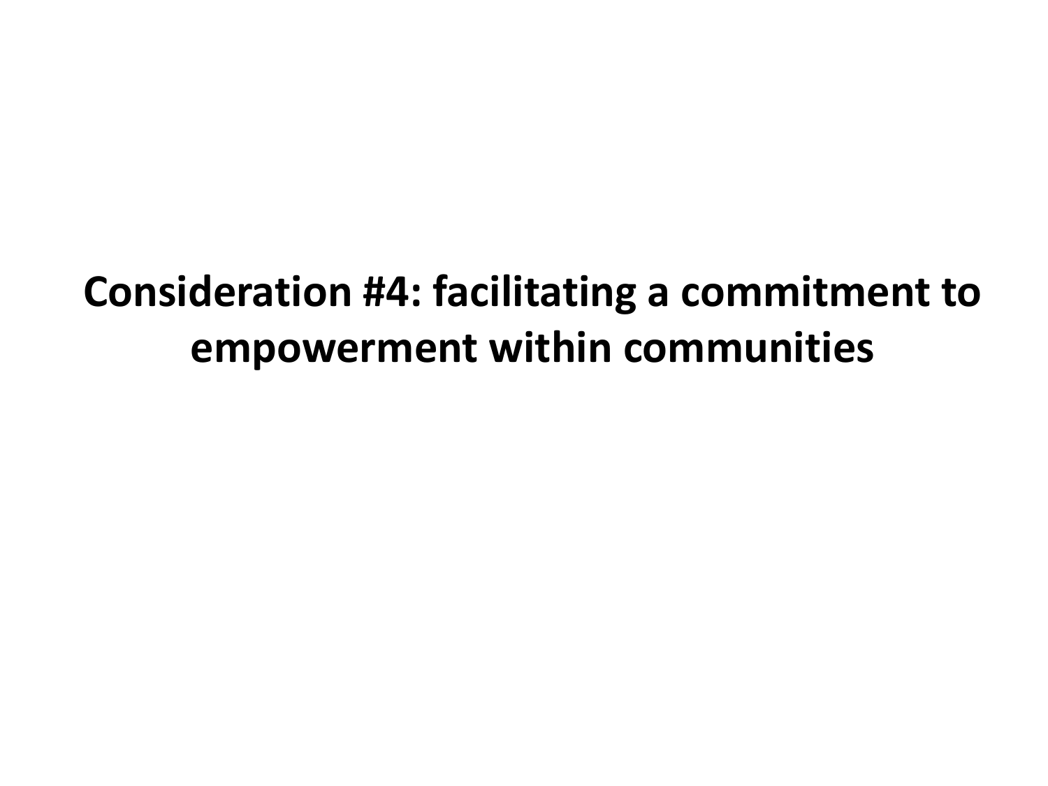# Consideration #4: facilitating a commitment to empowerment within communities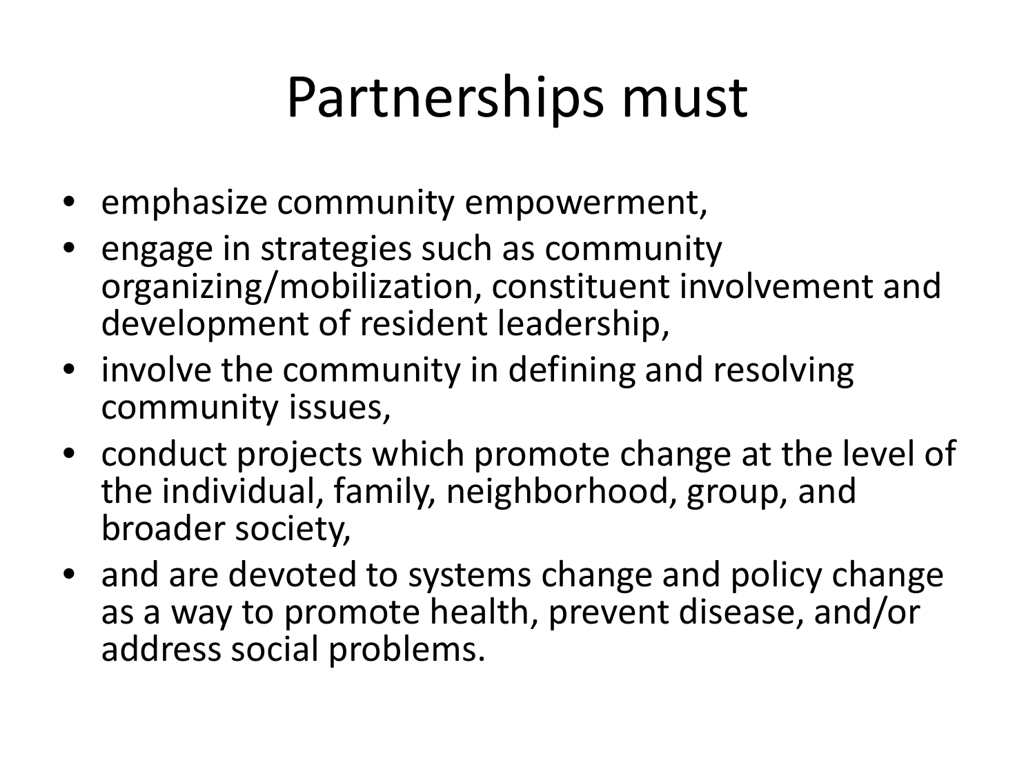# Partnerships must

- emphasize community empowerment,
- engage in strategies such as community organizing/mobilization, constituent involvement and development of resident leadership,
- involve the community in defining and resolving community issues,
- conduct projects which promote change at the level of the individual, family, neighborhood, group, and broader society,
- and are devoted to systems change and policy change as a way to promote health, prevent disease, and/or address social problems.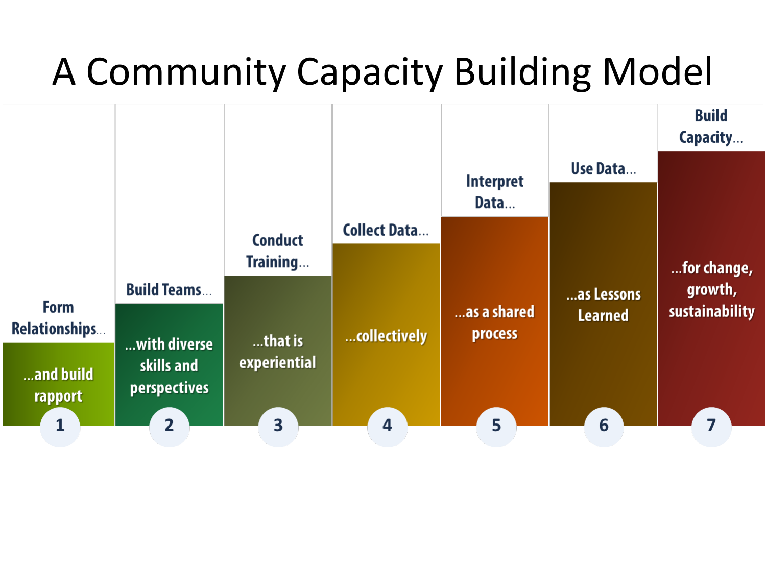# A Community Capacity Building Model

1. **Form Relationships...** ...and build rapport
2. **Build Teams...** ...with diverse skills and perspectives
3. **Conduct Training...** ...that is experiential
4. **Collect Data...** ...collectively
5. **Interpret Data...** ...as a shared process
6. **Use Data...** ...as Lessons Learned
7. **Build Capacity...** ...for change, growth, sustainability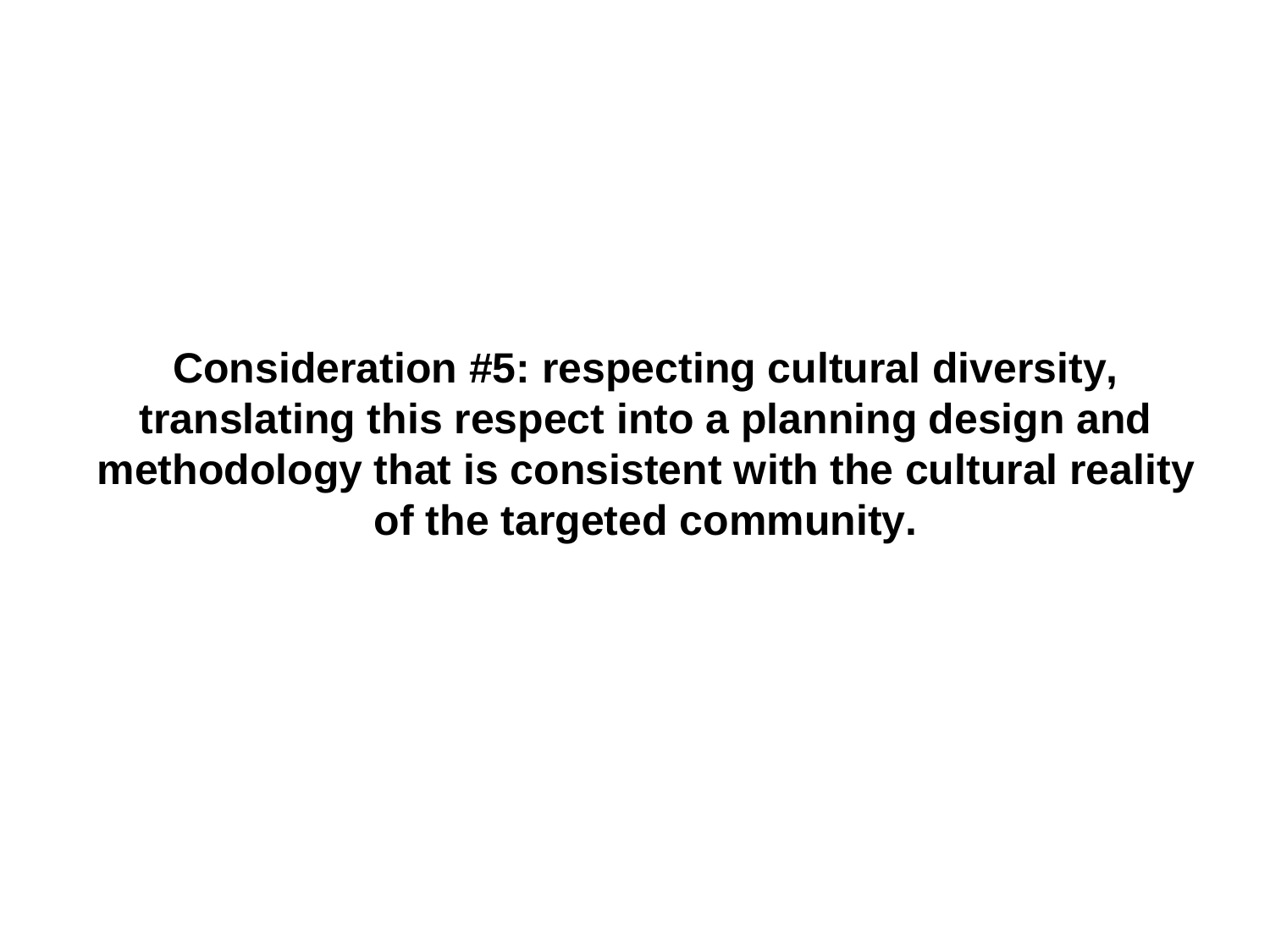**Consideration #5: respecting cultural diversity, translating this respect into a planning design and methodology that is consistent with the cultural reality of the targeted community.**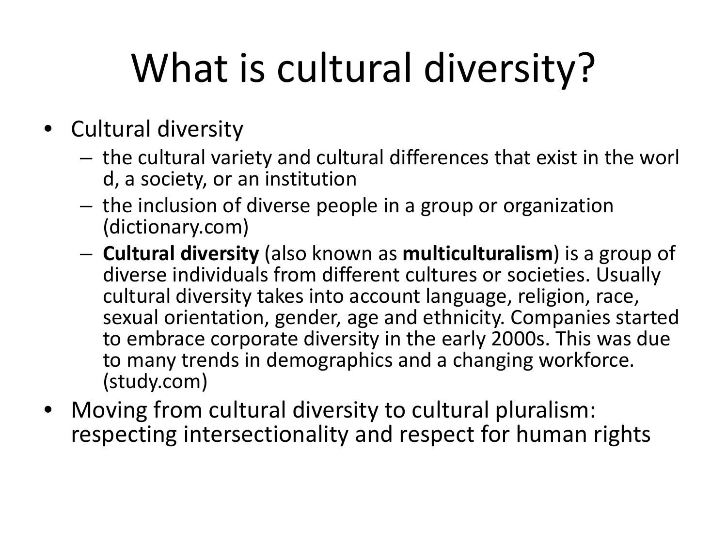# What is cultural diversity?

- Cultural diversity
  - the cultural variety and cultural differences that exist in the worl d, a society, or an institution
  - the inclusion of diverse people in a group or organization (dictionary.com)
  - **Cultural diversity** (also known as **multiculturalism**) is a group of diverse individuals from different cultures or societies. Usually cultural diversity takes into account language, religion, race, sexual orientation, gender, age and ethnicity. Companies started to embrace corporate diversity in the early 2000s. This was due to many trends in demographics and a changing workforce. (study.com)
- Moving from cultural diversity to cultural pluralism: respecting intersectionality and respect for human rights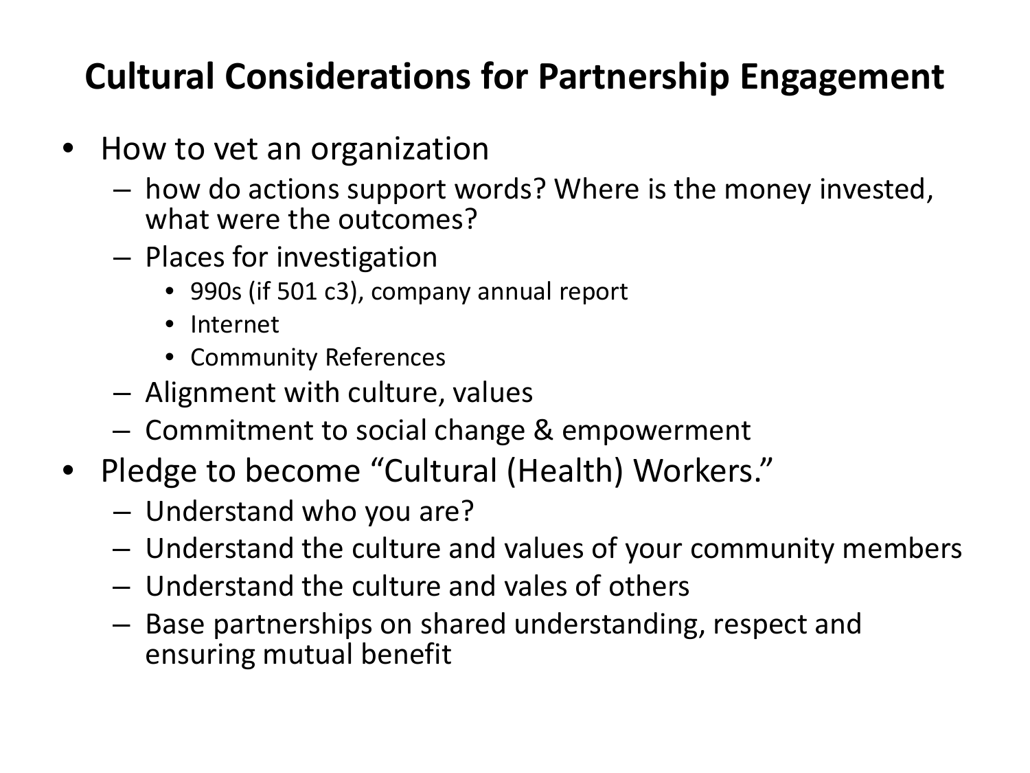# Cultural Considerations for Partnership Engagement

- How to vet an organization
  - how do actions support words? Where is the money invested, what were the outcomes?
  - Places for investigation
    - 990s (if 501 c3), company annual report
    - Internet
    - Community References
  - Alignment with culture, values
  - Commitment to social change & empowerment
- Pledge to become "Cultural (Health) Workers."
  - Understand who you are?
  - Understand the culture and values of your community members
  - Understand the culture and vales of others
  - Base partnerships on shared understanding, respect and ensuring mutual benefit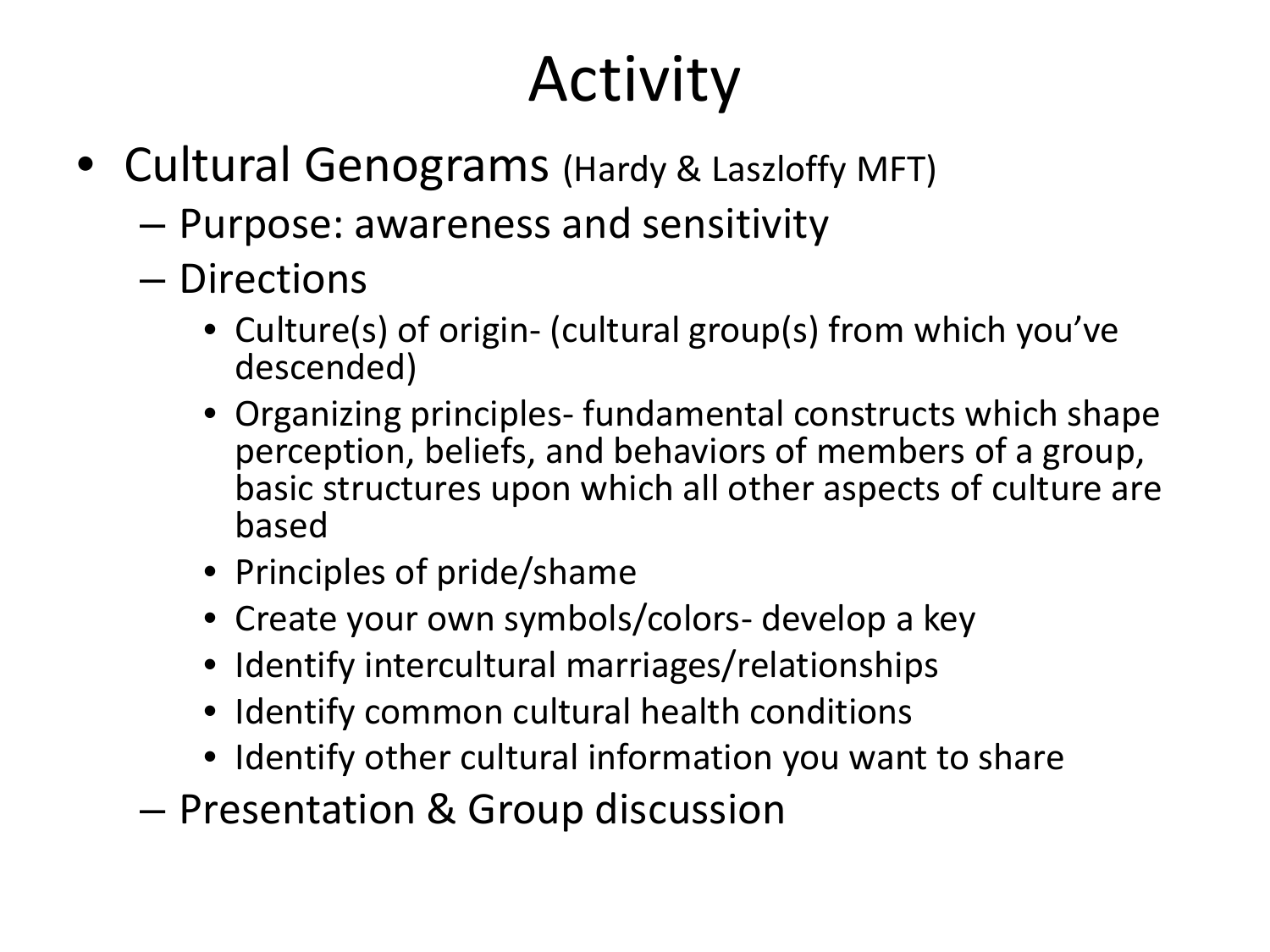# Activity

- Cultural Genograms (Hardy & Laszloffy MFT)
  - Purpose: awareness and sensitivity
  - Directions
    - Culture(s) of origin- (cultural group(s) from which you've descended)
    - Organizing principles- fundamental constructs which shape perception, beliefs, and behaviors of members of a group, basic structures upon which all other aspects of culture are based
    - Principles of pride/shame
    - Create your own symbols/colors- develop a key
    - Identify intercultural marriages/relationships
    - Identify common cultural health conditions
    - Identify other cultural information you want to share
  - Presentation & Group discussion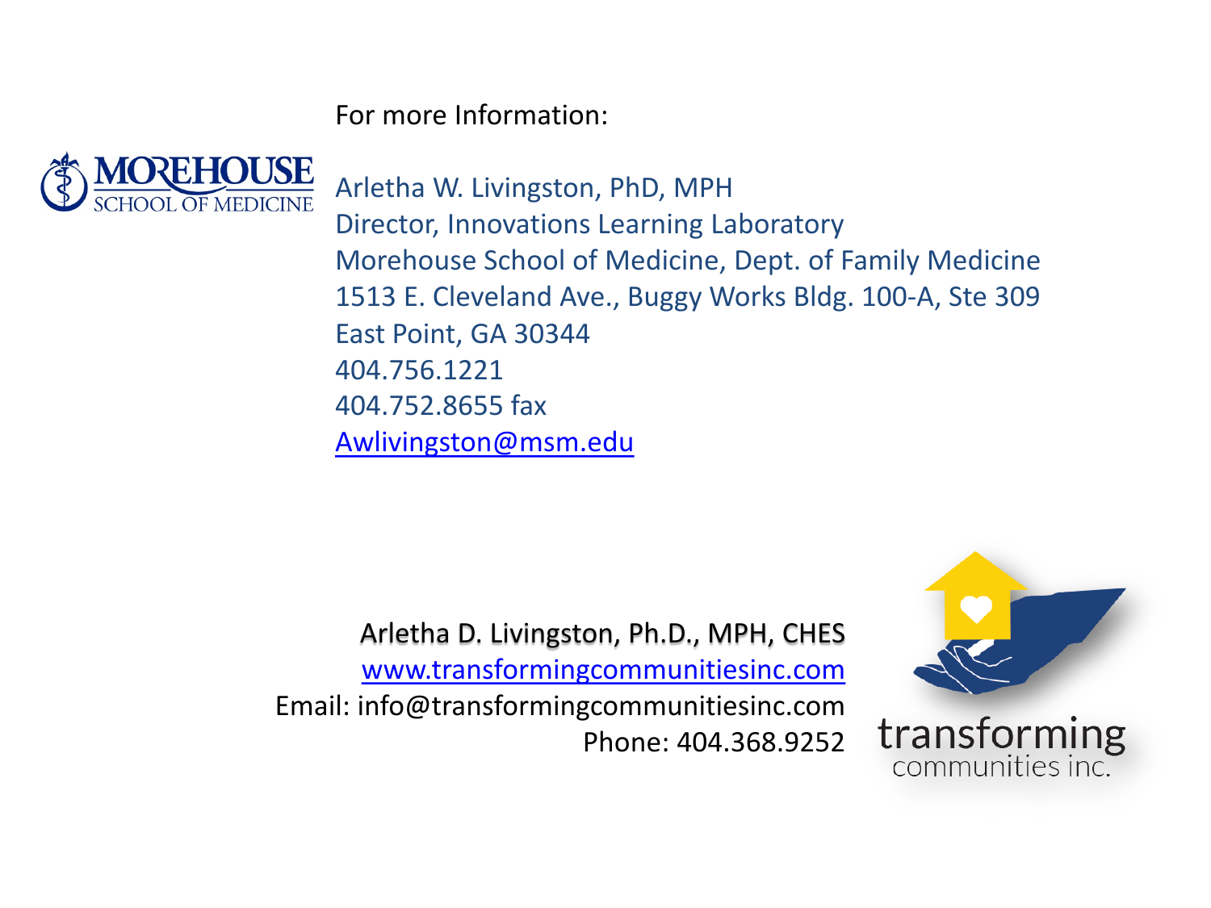For more Information:

Arletha W. Livingston, PhD, MPH
Director, Innovations Learning Laboratory
Morehouse School of Medicine, Dept. of Family Medicine
1513 E. Cleveland Ave., Buggy Works Bldg. 100-A, Ste 309
East Point, GA 30344
404.756.1221
404.752.8655 fax
Awlivingston@msm.edu

Arletha D. Livingston, Ph.D., MPH, CHES
www.transformingcommunitiesinc.com
Email: info@transformingcommunitiesinc.com
Phone: 404.368.9252